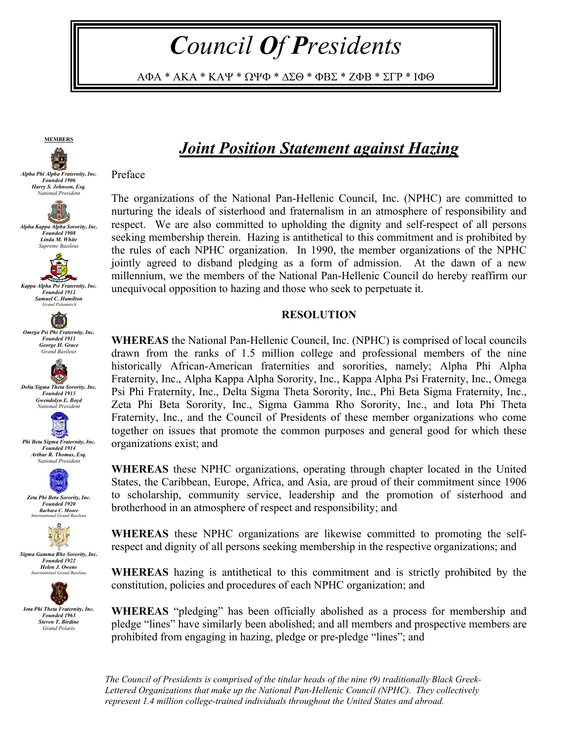# *Council Of Presidents*

ΑΦΑ * ΑΚΑ * ΚΑΨ * ΩΨΦ * ΔΣΘ * ΦΒΣ * ΖΦΒ * ΣΓΡ * ΙΦΘ

**MEMBERS**

***Alpha Phi Alpha Fraternity, Inc.***
***Founded 1906***
***Harry S. Johnson, Esq.***
*National President*

***Alpha Kappa Alpha Sorority, Inc.***
***Founded 1908***
***Linda M. White***
*Supreme Basileus*

***Kappa Alpha Psi Fraternity, Inc.***
***Founded 1911***
***Samuel C. Hamilton***
*Grand Polemarch*

***Omega Psi Phi Fraternity, Inc.***
***Founded 1911***
***George H. Grace***
*Grand Basileus*

***Delta Sigma Theta Sorority, Inc.***
***Founded 1913***
***Gwendolyn E. Boyd***
*National President*

***Phi Beta Sigma Fraternity, Inc.***
***Founded 1914***
***Arthur R. Thomas, Esq.***
*National President*

***Zeta Phi Beta Sorority, Inc.***
***Founded 1920***
***Barbara C. Moore***
*International Grand Basileus*

***Sigma Gamma Rho Sorority, Inc.***
***Founded 1922***
***Helen J. Owens***
*International Grand Basileus*

***Iota Phi Theta Fraternity, Inc.***
***Founded 1963***
***Steven T. Birdine***
*Grand Polaris*

## ***Joint Position Statement against Hazing***

Preface

The organizations of the National Pan-Hellenic Council, Inc. (NPHC) are committed to nurturing the ideals of sisterhood and fraternalism in an atmosphere of responsibility and respect. We are also committed to upholding the dignity and self-respect of all persons seeking membership therein. Hazing is antithetical to this commitment and is prohibited by the rules of each NPHC organization. In 1990, the member organizations of the NPHC jointly agreed to disband pledging as a form of admission. At the dawn of a new millennium, we the members of the National Pan-Hellenic Council do hereby reaffirm our unequivocal opposition to hazing and those who seek to perpetuate it.

### RESOLUTION

**WHEREAS** the National Pan-Hellenic Council, Inc. (NPHC) is comprised of local councils drawn from the ranks of 1.5 million college and professional members of the nine historically African-American fraternities and sororities, namely; Alpha Phi Alpha Fraternity, Inc., Alpha Kappa Alpha Sorority, Inc., Kappa Alpha Psi Fraternity, Inc., Omega Psi Phi Fraternity, Inc., Delta Sigma Theta Sorority, Inc., Phi Beta Sigma Fraternity, Inc., Zeta Phi Beta Sorority, Inc., Sigma Gamma Rho Sorority, Inc., and Iota Phi Theta Fraternity, Inc., and the Council of Presidents of these member organizations who come together on issues that promote the common purposes and general good for which these organizations exist; and

**WHEREAS** these NPHC organizations, operating through chapter located in the United States, the Caribbean, Europe, Africa, and Asia, are proud of their commitment since 1906 to scholarship, community service, leadership and the promotion of sisterhood and brotherhood in an atmosphere of respect and responsibility; and

**WHEREAS** these NPHC organizations are likewise committed to promoting the self-respect and dignity of all persons seeking membership in the respective organizations; and

**WHEREAS** hazing is antithetical to this commitment and is strictly prohibited by the constitution, policies and procedures of each NPHC organization; and

**WHEREAS** "pledging" has been officially abolished as a process for membership and pledge "lines" have similarly been abolished; and all members and prospective members are prohibited from engaging in hazing, pledge or pre-pledge "lines"; and

*The Council of Presidents is comprised of the titular heads of the nine (9) traditionally Black Greek-Lettered Organizations that make up the National Pan-Hellenic Council (NPHC). They collectively represent 1.4 million college-trained individuals throughout the United States and abroad.*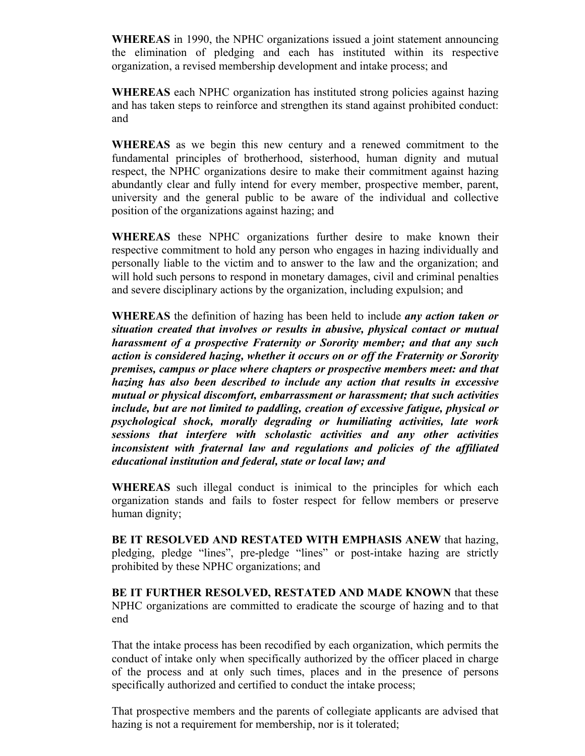**WHEREAS** in 1990, the NPHC organizations issued a joint statement announcing the elimination of pledging and each has instituted within its respective organization, a revised membership development and intake process; and

**WHEREAS** each NPHC organization has instituted strong policies against hazing and has taken steps to reinforce and strengthen its stand against prohibited conduct: and

**WHEREAS** as we begin this new century and a renewed commitment to the fundamental principles of brotherhood, sisterhood, human dignity and mutual respect, the NPHC organizations desire to make their commitment against hazing abundantly clear and fully intend for every member, prospective member, parent, university and the general public to be aware of the individual and collective position of the organizations against hazing; and

**WHEREAS** these NPHC organizations further desire to make known their respective commitment to hold any person who engages in hazing individually and personally liable to the victim and to answer to the law and the organization; and will hold such persons to respond in monetary damages, civil and criminal penalties and severe disciplinary actions by the organization, including expulsion; and

**WHEREAS** the definition of hazing has been held to include ***any action taken or situation created that involves or results in abusive, physical contact or mutual harassment of a prospective Fraternity or Sorority member; and that any such action is considered hazing, whether it occurs on or off the Fraternity or Sorority premises, campus or place where chapters or prospective members meet: and that hazing has also been described to include any action that results in excessive mutual or physical discomfort, embarrassment or harassment; that such activities include, but are not limited to paddling, creation of excessive fatigue, physical or psychological shock, morally degrading or humiliating activities, late work sessions that interfere with scholastic activities and any other activities inconsistent with fraternal law and regulations and policies of the affiliated educational institution and federal, state or local law; and***

**WHEREAS** such illegal conduct is inimical to the principles for which each organization stands and fails to foster respect for fellow members or preserve human dignity;

**BE IT RESOLVED AND RESTATED WITH EMPHASIS ANEW** that hazing, pledging, pledge "lines", pre-pledge "lines" or post-intake hazing are strictly prohibited by these NPHC organizations; and

**BE IT FURTHER RESOLVED, RESTATED AND MADE KNOWN** that these NPHC organizations are committed to eradicate the scourge of hazing and to that end

That the intake process has been recodified by each organization, which permits the conduct of intake only when specifically authorized by the officer placed in charge of the process and at only such times, places and in the presence of persons specifically authorized and certified to conduct the intake process;

That prospective members and the parents of collegiate applicants are advised that hazing is not a requirement for membership, nor is it tolerated;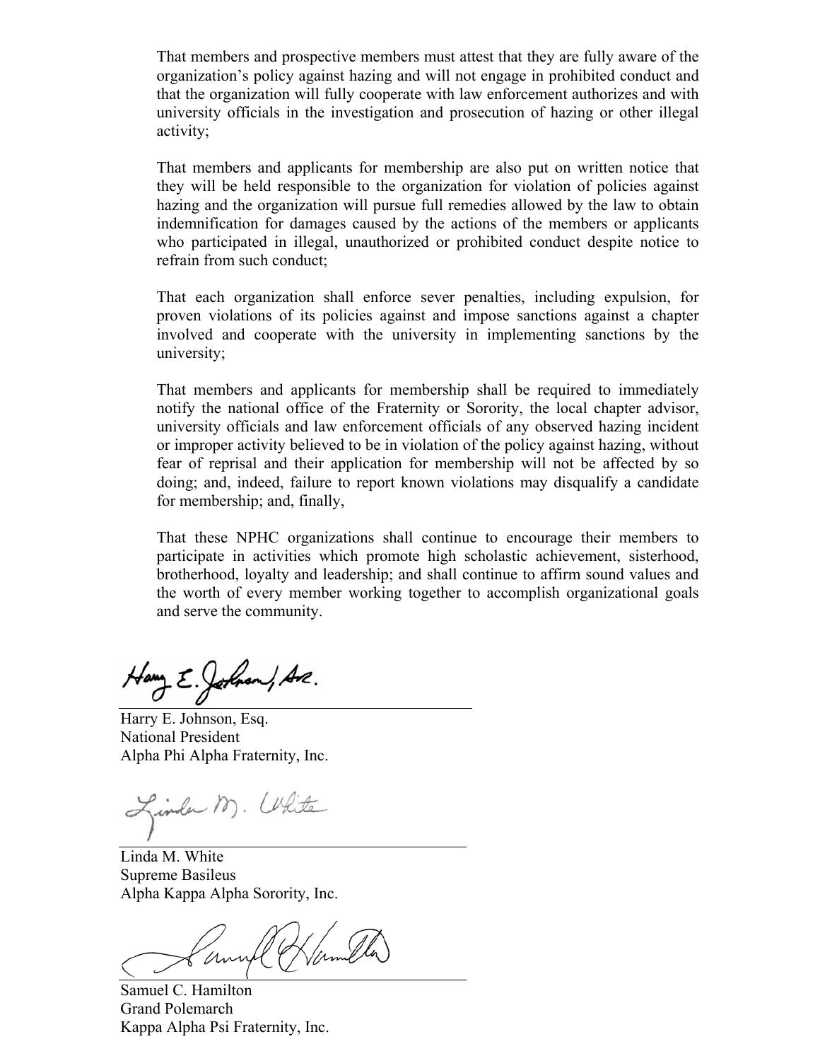That members and prospective members must attest that they are fully aware of the organization's policy against hazing and will not engage in prohibited conduct and that the organization will fully cooperate with law enforcement authorizes and with university officials in the investigation and prosecution of hazing or other illegal activity;

That members and applicants for membership are also put on written notice that they will be held responsible to the organization for violation of policies against hazing and the organization will pursue full remedies allowed by the law to obtain indemnification for damages caused by the actions of the members or applicants who participated in illegal, unauthorized or prohibited conduct despite notice to refrain from such conduct;

That each organization shall enforce sever penalties, including expulsion, for proven violations of its policies against and impose sanctions against a chapter involved and cooperate with the university in implementing sanctions by the university;

That members and applicants for membership shall be required to immediately notify the national office of the Fraternity or Sorority, the local chapter advisor, university officials and law enforcement officials of any observed hazing incident or improper activity believed to be in violation of the policy against hazing, without fear of reprisal and their application for membership will not be affected by so doing; and, indeed, failure to report known violations may disqualify a candidate for membership; and, finally,

That these NPHC organizations shall continue to encourage their members to participate in activities which promote high scholastic achievement, sisterhood, brotherhood, loyalty and leadership; and shall continue to affirm sound values and the worth of every member working together to accomplish organizational goals and serve the community.

Harry E. Johnson, Esq.
National President
Alpha Phi Alpha Fraternity, Inc.

Linda M. White
Supreme Basileus
Alpha Kappa Alpha Sorority, Inc.

Samuel C. Hamilton
Grand Polemarch
Kappa Alpha Psi Fraternity, Inc.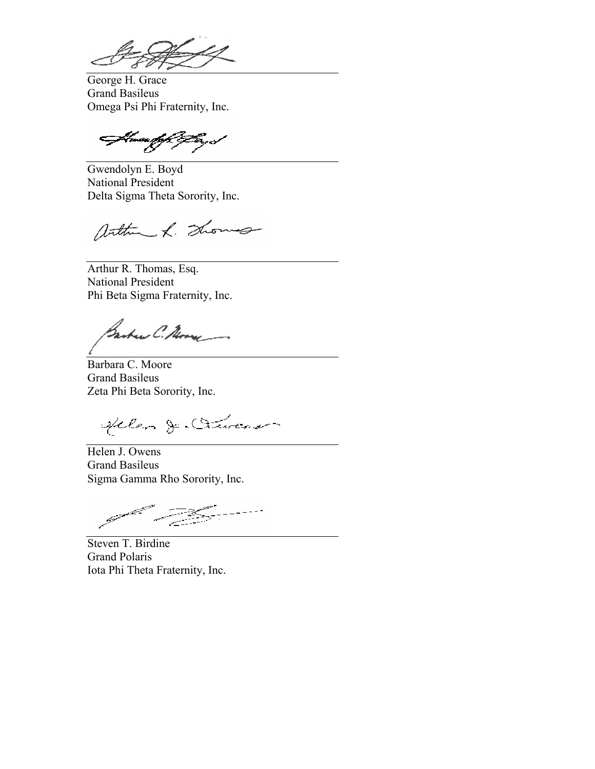George H. Grace
Grand Basileus
Omega Psi Phi Fraternity, Inc.

Gwendolyn E. Boyd
National President
Delta Sigma Theta Sorority, Inc.

Arthur R. Thomas, Esq.
National President
Phi Beta Sigma Fraternity, Inc.

Barbara C. Moore
Grand Basileus
Zeta Phi Beta Sorority, Inc.

Helen J. Owens
Grand Basileus
Sigma Gamma Rho Sorority, Inc.

Steven T. Birdine
Grand Polaris
Iota Phi Theta Fraternity, Inc.